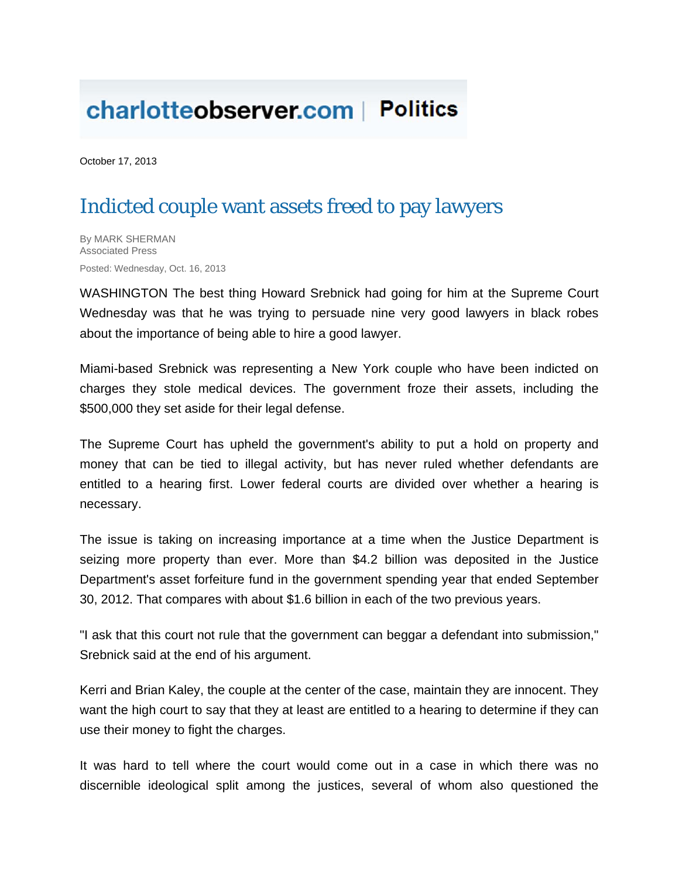charlotteobserver.com | Politics

October 17, 2013

# Indicted couple want assets freed to pay lawyers

By MARK SHERMAN
Associated Press

Posted: Wednesday, Oct. 16, 2013

WASHINGTON The best thing Howard Srebnick had going for him at the Supreme Court Wednesday was that he was trying to persuade nine very good lawyers in black robes about the importance of being able to hire a good lawyer.

Miami-based Srebnick was representing a New York couple who have been indicted on charges they stole medical devices. The government froze their assets, including the $500,000 they set aside for their legal defense.

The Supreme Court has upheld the government's ability to put a hold on property and money that can be tied to illegal activity, but has never ruled whether defendants are entitled to a hearing first. Lower federal courts are divided over whether a hearing is necessary.

The issue is taking on increasing importance at a time when the Justice Department is seizing more property than ever. More than $4.2 billion was deposited in the Justice Department's asset forfeiture fund in the government spending year that ended September 30, 2012. That compares with about $1.6 billion in each of the two previous years.

"I ask that this court not rule that the government can beggar a defendant into submission," Srebnick said at the end of his argument.

Kerri and Brian Kaley, the couple at the center of the case, maintain they are innocent. They want the high court to say that they at least are entitled to a hearing to determine if they can use their money to fight the charges.

It was hard to tell where the court would come out in a case in which there was no discernible ideological split among the justices, several of whom also questioned the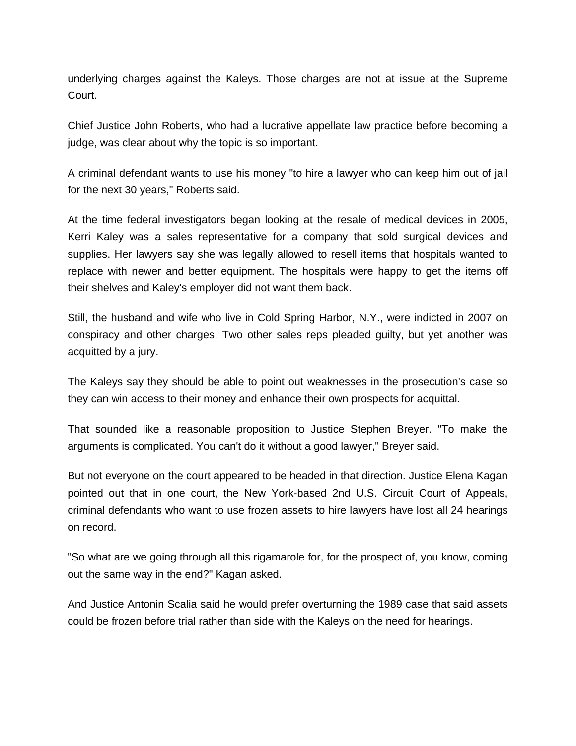underlying charges against the Kaleys. Those charges are not at issue at the Supreme Court.

Chief Justice John Roberts, who had a lucrative appellate law practice before becoming a judge, was clear about why the topic is so important.

A criminal defendant wants to use his money "to hire a lawyer who can keep him out of jail for the next 30 years," Roberts said.

At the time federal investigators began looking at the resale of medical devices in 2005, Kerri Kaley was a sales representative for a company that sold surgical devices and supplies. Her lawyers say she was legally allowed to resell items that hospitals wanted to replace with newer and better equipment. The hospitals were happy to get the items off their shelves and Kaley's employer did not want them back.

Still, the husband and wife who live in Cold Spring Harbor, N.Y., were indicted in 2007 on conspiracy and other charges. Two other sales reps pleaded guilty, but yet another was acquitted by a jury.

The Kaleys say they should be able to point out weaknesses in the prosecution's case so they can win access to their money and enhance their own prospects for acquittal.

That sounded like a reasonable proposition to Justice Stephen Breyer. "To make the arguments is complicated. You can't do it without a good lawyer," Breyer said.

But not everyone on the court appeared to be headed in that direction. Justice Elena Kagan pointed out that in one court, the New York-based 2nd U.S. Circuit Court of Appeals, criminal defendants who want to use frozen assets to hire lawyers have lost all 24 hearings on record.

"So what are we going through all this rigamarole for, for the prospect of, you know, coming out the same way in the end?" Kagan asked.

And Justice Antonin Scalia said he would prefer overturning the 1989 case that said assets could be frozen before trial rather than side with the Kaleys on the need for hearings.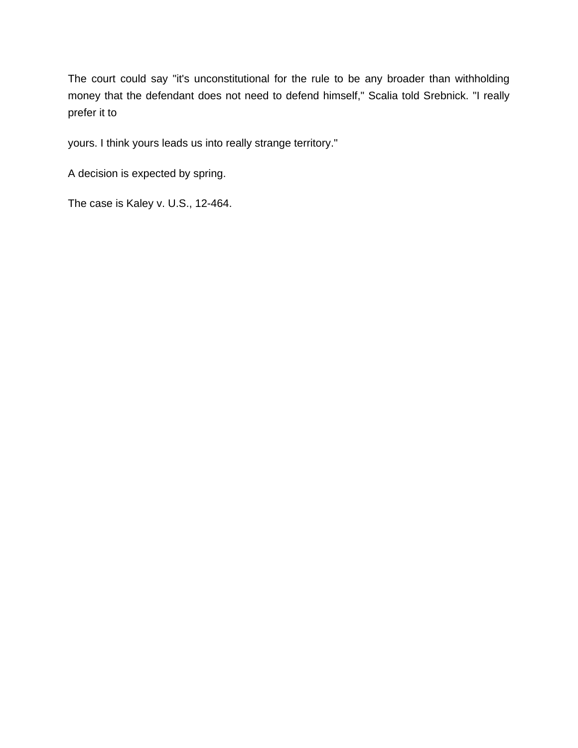The court could say "it's unconstitutional for the rule to be any broader than withholding money that the defendant does not need to defend himself," Scalia told Srebnick. "I really prefer it to yours. I think yours leads us into really strange territory."

A decision is expected by spring.

The case is Kaley v. U.S., 12-464.